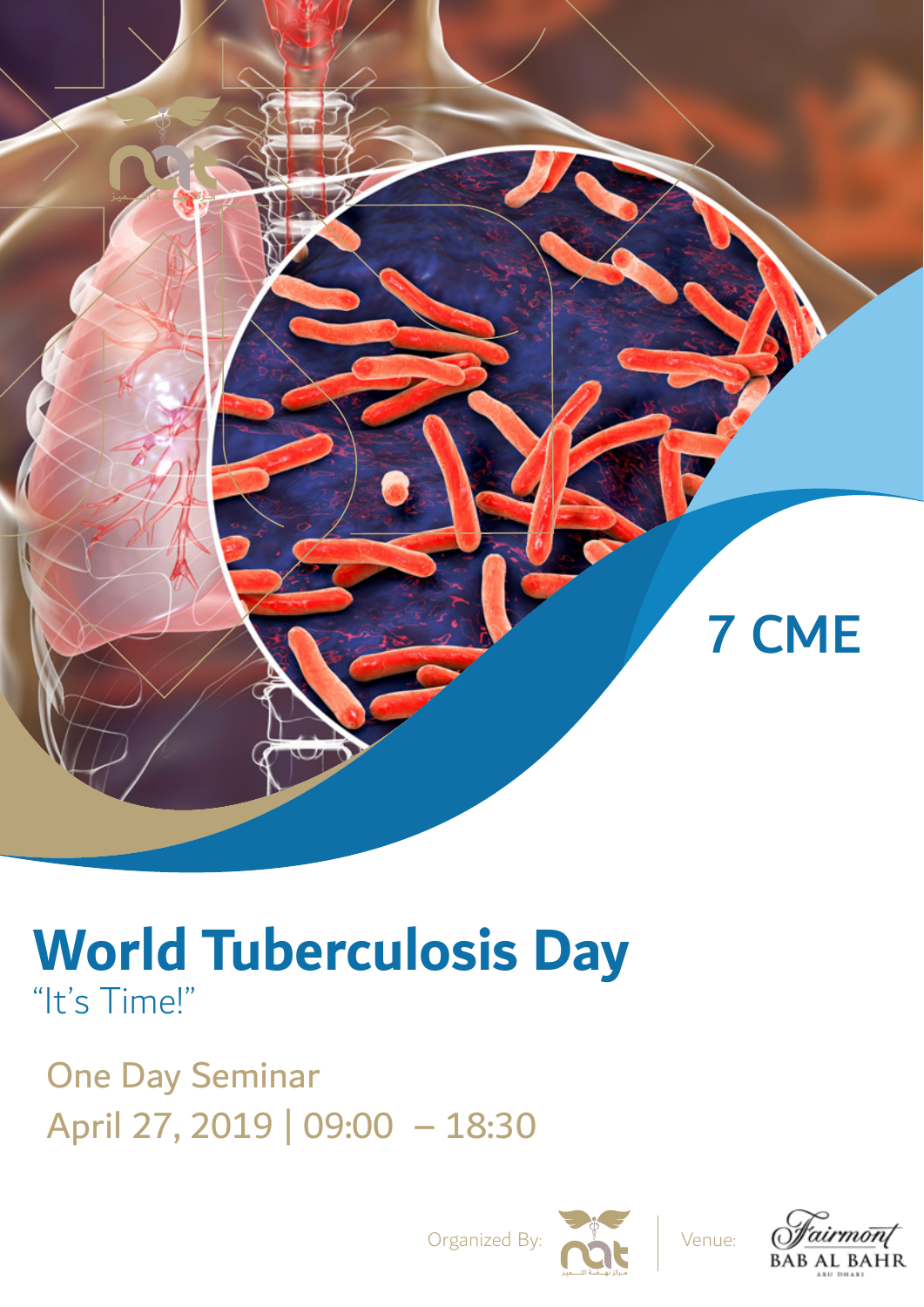7 CME

# World Tuberculosis Day

"It's Time!"

One Day Seminar

April 27, 2019 | 09:00 – 18:30

Organized By: nat

Venue: Fairmont BAB AL BAHR ABU DHABI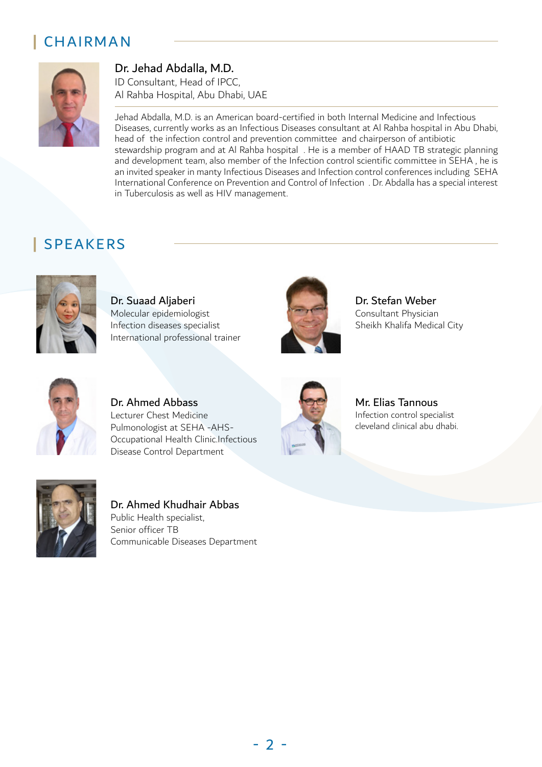## CHAIRMAN

**Dr. Jehad Abdalla, M.D.**
ID Consultant, Head of IPCC,
Al Rahba Hospital, Abu Dhabi, UAE

Jehad Abdalla, M.D. is an American board-certified in both Internal Medicine and Infectious Diseases, currently works as an Infectious Diseases consultant at Al Rahba hospital in Abu Dhabi, head of the infection control and prevention committee and chairperson of antibiotic stewardship program and at Al Rahba hospital . He is a member of HAAD TB strategic planning and development team, also member of the Infection control scientific committee in SEHA , he is an invited speaker in manty Infectious Diseases and Infection control conferences including SEHA International Conference on Prevention and Control of Infection . Dr. Abdalla has a special interest in Tuberculosis as well as HIV management.

## SPEAKERS

**Dr. Suaad Aljaberi**
Molecular epidemiologist
Infection diseases specialist
International professional trainer

**Dr. Stefan Weber**
Consultant Physician
Sheikh Khalifa Medical City

**Dr. Ahmed Abbass**
Lecturer Chest Medicine
Pulmonologist at SEHA -AHS-
Occupational Health Clinic.Infectious
Disease Control Department

**Mr. Elias Tannous**
Infection control specialist
cleveland clinical abu dhabi.

**Dr. Ahmed Khudhair Abbas**
Public Health specialist,
Senior officer TB
Communicable Diseases Department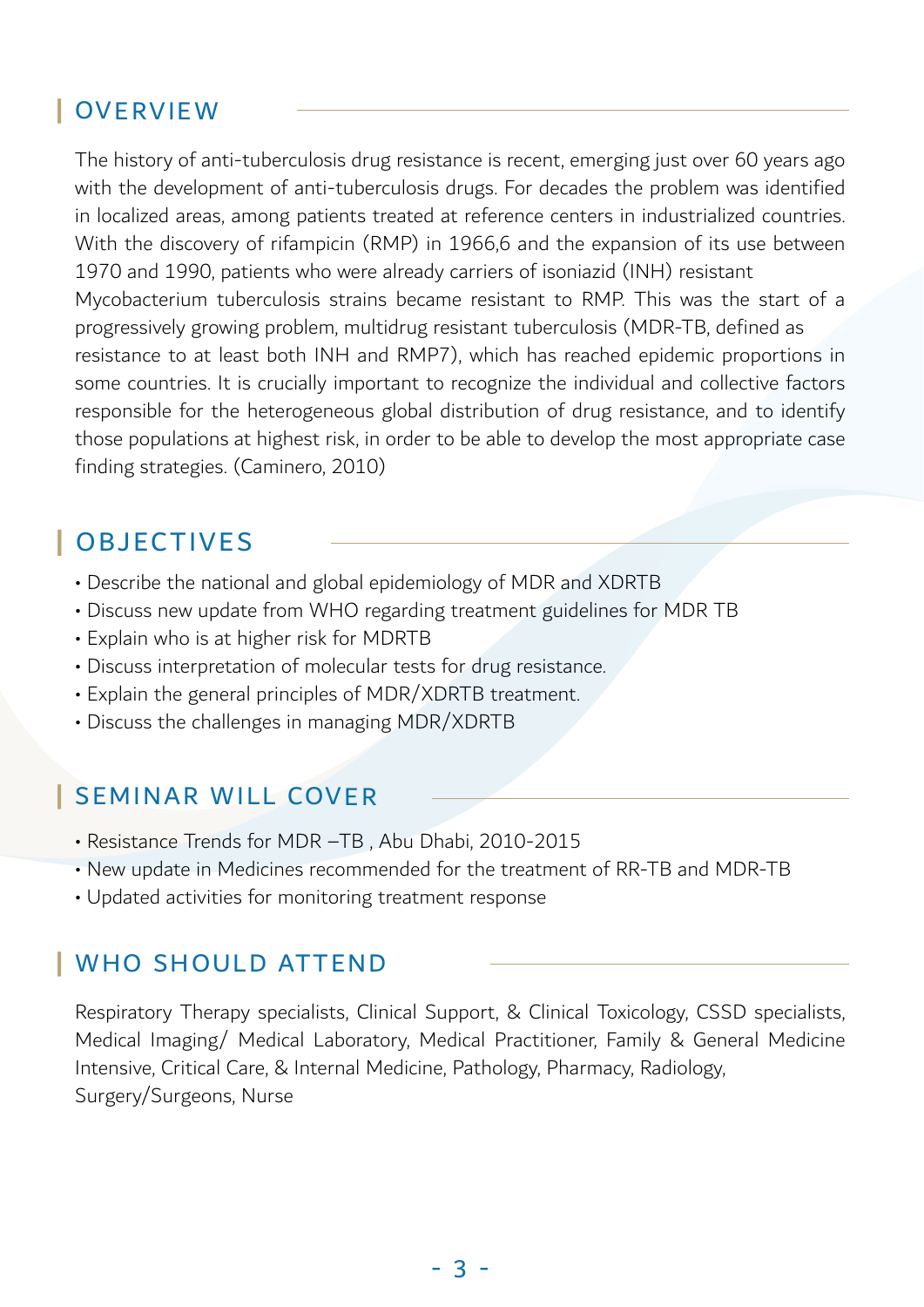## OVERVIEW

The history of anti-tuberculosis drug resistance is recent, emerging just over 60 years ago with the development of anti-tuberculosis drugs. For decades the problem was identified in localized areas, among patients treated at reference centers in industrialized countries. With the discovery of rifampicin (RMP) in 1966,6 and the expansion of its use between 1970 and 1990, patients who were already carriers of isoniazid (INH) resistant Mycobacterium tuberculosis strains became resistant to RMP. This was the start of a progressively growing problem, multidrug resistant tuberculosis (MDR-TB, defined as resistance to at least both INH and RMP7), which has reached epidemic proportions in some countries. It is crucially important to recognize the individual and collective factors responsible for the heterogeneous global distribution of drug resistance, and to identify those populations at highest risk, in order to be able to develop the most appropriate case finding strategies. (Caminero, 2010)

## OBJECTIVES

- Describe the national and global epidemiology of MDR and XDRTB
- Discuss new update from WHO regarding treatment guidelines for MDR TB
- Explain who is at higher risk for MDRTB
- Discuss interpretation of molecular tests for drug resistance.
- Explain the general principles of MDR/XDRTB treatment.
- Discuss the challenges in managing MDR/XDRTB

## SEMINAR WILL COVER

- Resistance Trends for MDR –TB , Abu Dhabi, 2010-2015
- New update in Medicines recommended for the treatment of RR-TB and MDR-TB
- Updated activities for monitoring treatment response

## WHO SHOULD ATTEND

Respiratory Therapy specialists, Clinical Support, & Clinical Toxicology, CSSD specialists, Medical Imaging/ Medical Laboratory, Medical Practitioner, Family & General Medicine Intensive, Critical Care, & Internal Medicine, Pathology, Pharmacy, Radiology, Surgery/Surgeons, Nurse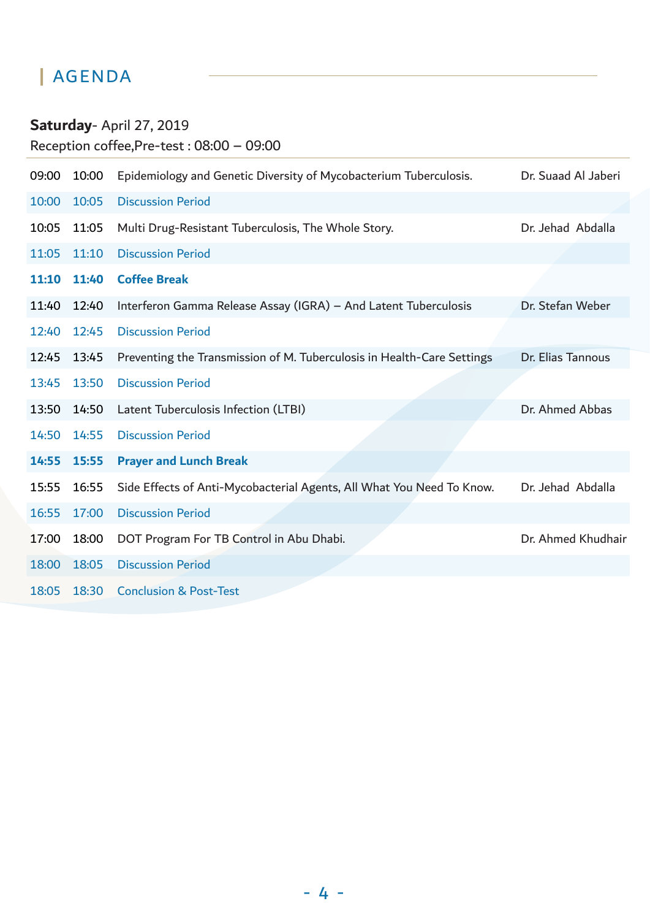# AGENDA

**Saturday**- April 27, 2019

Reception coffee,Pre-test : 08:00 – 09:00

| | | | |
|---|---|---|---|
| 09:00 | 10:00 | Epidemiology and Genetic Diversity of Mycobacterium Tuberculosis. | Dr. Suaad Al Jaberi |
| 10:00 | 10:05 | Discussion Period | |
| 10:05 | 11:05 | Multi Drug-Resistant Tuberculosis, The Whole Story. | Dr. Jehad Abdalla |
| 11:05 | 11:10 | Discussion Period | |
| **11:10** | **11:40** | **Coffee Break** | |
| 11:40 | 12:40 | Interferon Gamma Release Assay (IGRA) – And Latent Tuberculosis | Dr. Stefan Weber |
| 12:40 | 12:45 | Discussion Period | |
| 12:45 | 13:45 | Preventing the Transmission of M. Tuberculosis in Health-Care Settings | Dr. Elias Tannous |
| 13:45 | 13:50 | Discussion Period | |
| 13:50 | 14:50 | Latent Tuberculosis Infection (LTBI) | Dr. Ahmed Abbas |
| 14:50 | 14:55 | Discussion Period | |
| **14:55** | **15:55** | **Prayer and Lunch Break** | |
| 15:55 | 16:55 | Side Effects of Anti-Mycobacterial Agents, All What You Need To Know. | Dr. Jehad Abdalla |
| 16:55 | 17:00 | Discussion Period | |
| 17:00 | 18:00 | DOT Program For TB Control in Abu Dhabi. | Dr. Ahmed Khudhair |
| 18:00 | 18:05 | Discussion Period | |
| 18:05 | 18:30 | Conclusion & Post-Test | |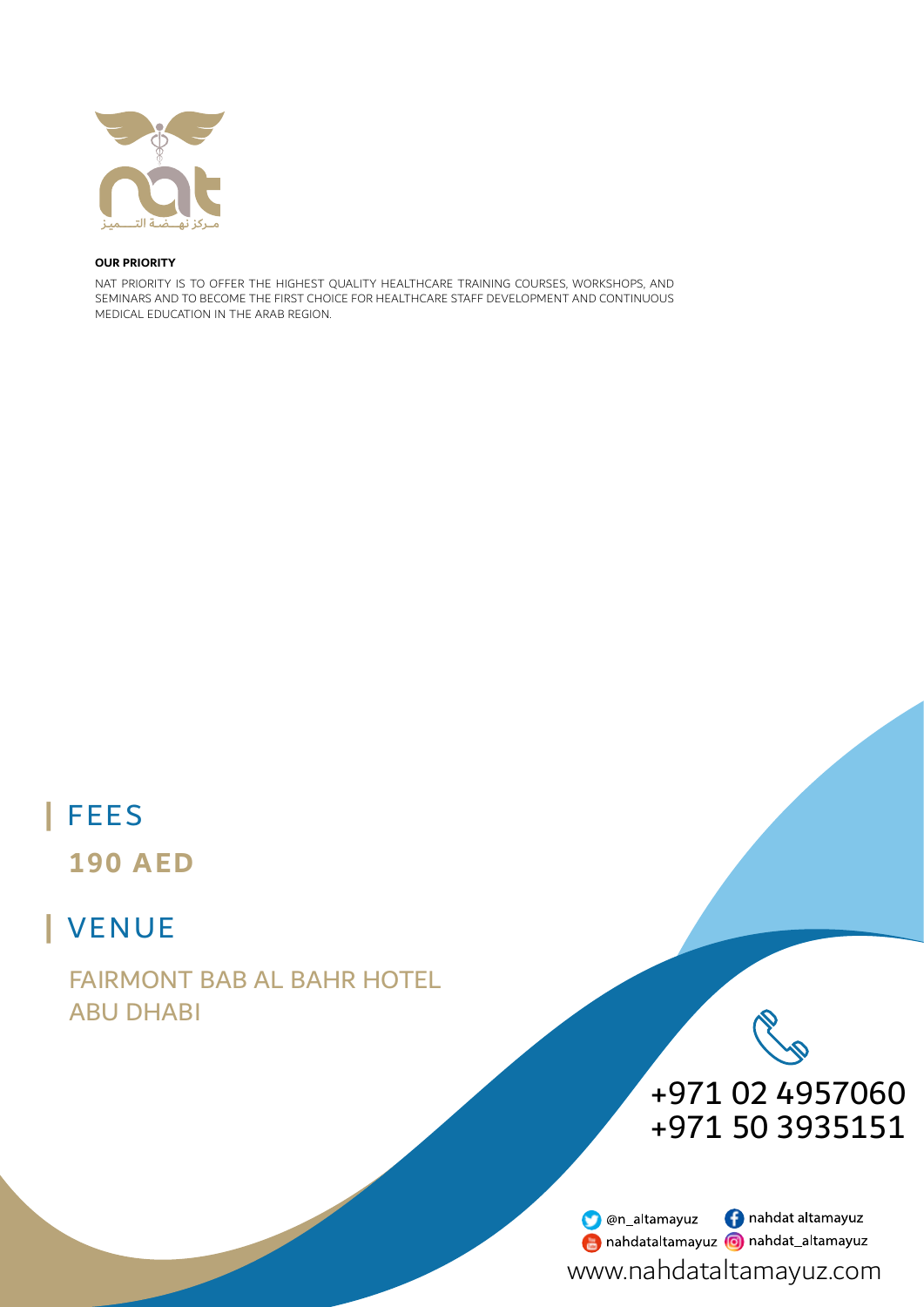مـركز نهـضة التـــميز

**OUR PRIORITY**

NAT PRIORITY IS TO OFFER THE HIGHEST QUALITY HEALTHCARE TRAINING COURSES, WORKSHOPS, AND SEMINARS AND TO BECOME THE FIRST CHOICE FOR HEALTHCARE STAFF DEVELOPMENT AND CONTINUOUS MEDICAL EDUCATION IN THE ARAB REGION.

## FEES

**190 AED**

## VENUE

FAIRMONT BAB AL BAHR HOTEL
ABU DHABI

+971 02 4957060
+971 50 3935151

@n_altamayuz
nahdat altamayuz
nahdataltamayuz
nahdat_altamayuz

www.nahdataltamayuz.com